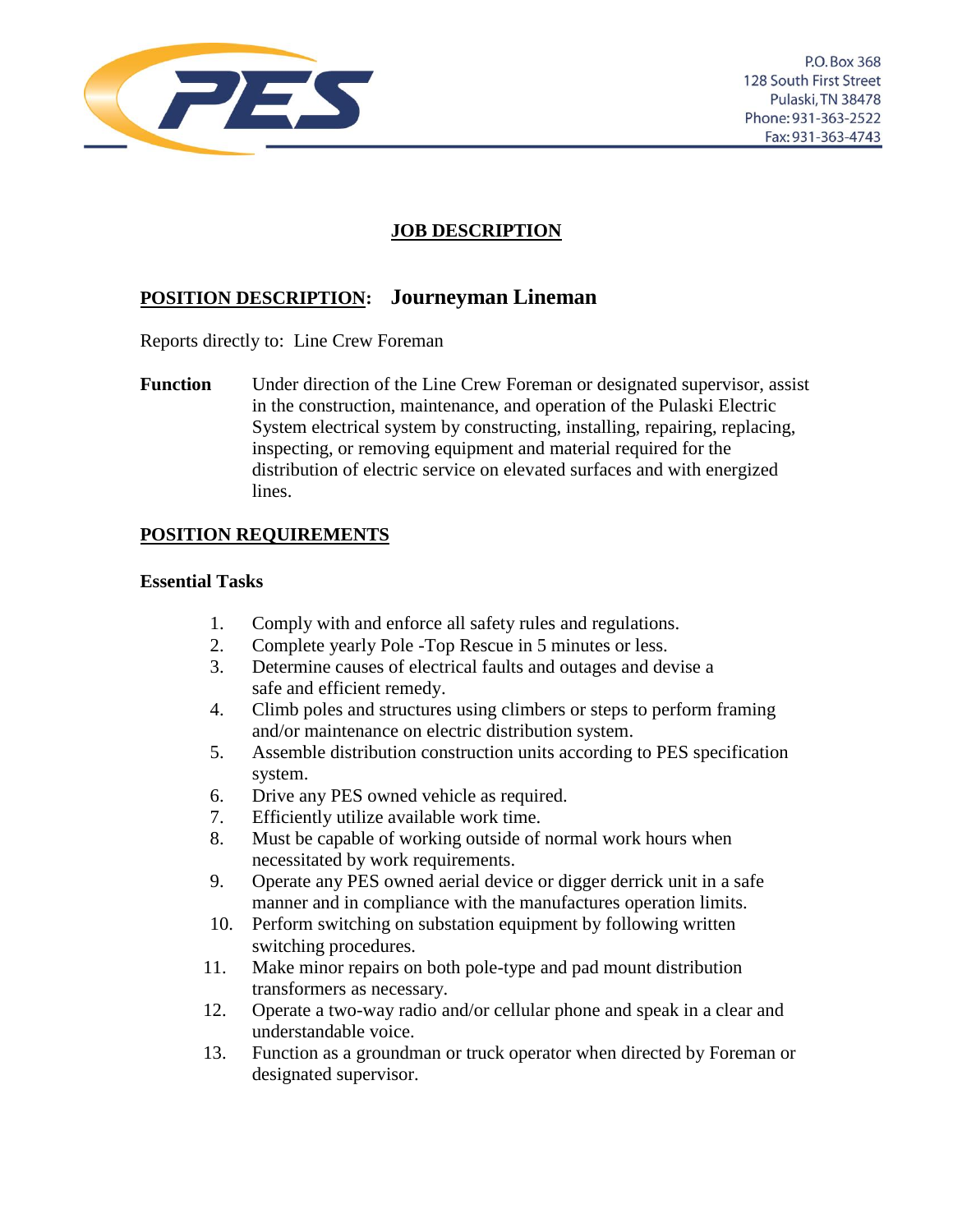PES

P.O. Box 368
128 South First Street
Pulaski, TN 38478
Phone: 931-363-2522
Fax: 931-363-4743

# JOB DESCRIPTION

## POSITION DESCRIPTION: Journeyman Lineman

Reports directly to: Line Crew Foreman

**Function** Under direction of the Line Crew Foreman or designated supervisor, assist in the construction, maintenance, and operation of the Pulaski Electric System electrical system by constructing, installing, repairing, replacing, inspecting, or removing equipment and material required for the distribution of electric service on elevated surfaces and with energized lines.

## POSITION REQUIREMENTS

### Essential Tasks

1. Comply with and enforce all safety rules and regulations.
2. Complete yearly Pole -Top Rescue in 5 minutes or less.
3. Determine causes of electrical faults and outages and devise a safe and efficient remedy.
4. Climb poles and structures using climbers or steps to perform framing and/or maintenance on electric distribution system.
5. Assemble distribution construction units according to PES specification system.
6. Drive any PES owned vehicle as required.
7. Efficiently utilize available work time.
8. Must be capable of working outside of normal work hours when necessitated by work requirements.
9. Operate any PES owned aerial device or digger derrick unit in a safe manner and in compliance with the manufactures operation limits.
10. Perform switching on substation equipment by following written switching procedures.
11. Make minor repairs on both pole-type and pad mount distribution transformers as necessary.
12. Operate a two-way radio and/or cellular phone and speak in a clear and understandable voice.
13. Function as a groundman or truck operator when directed by Foreman or designated supervisor.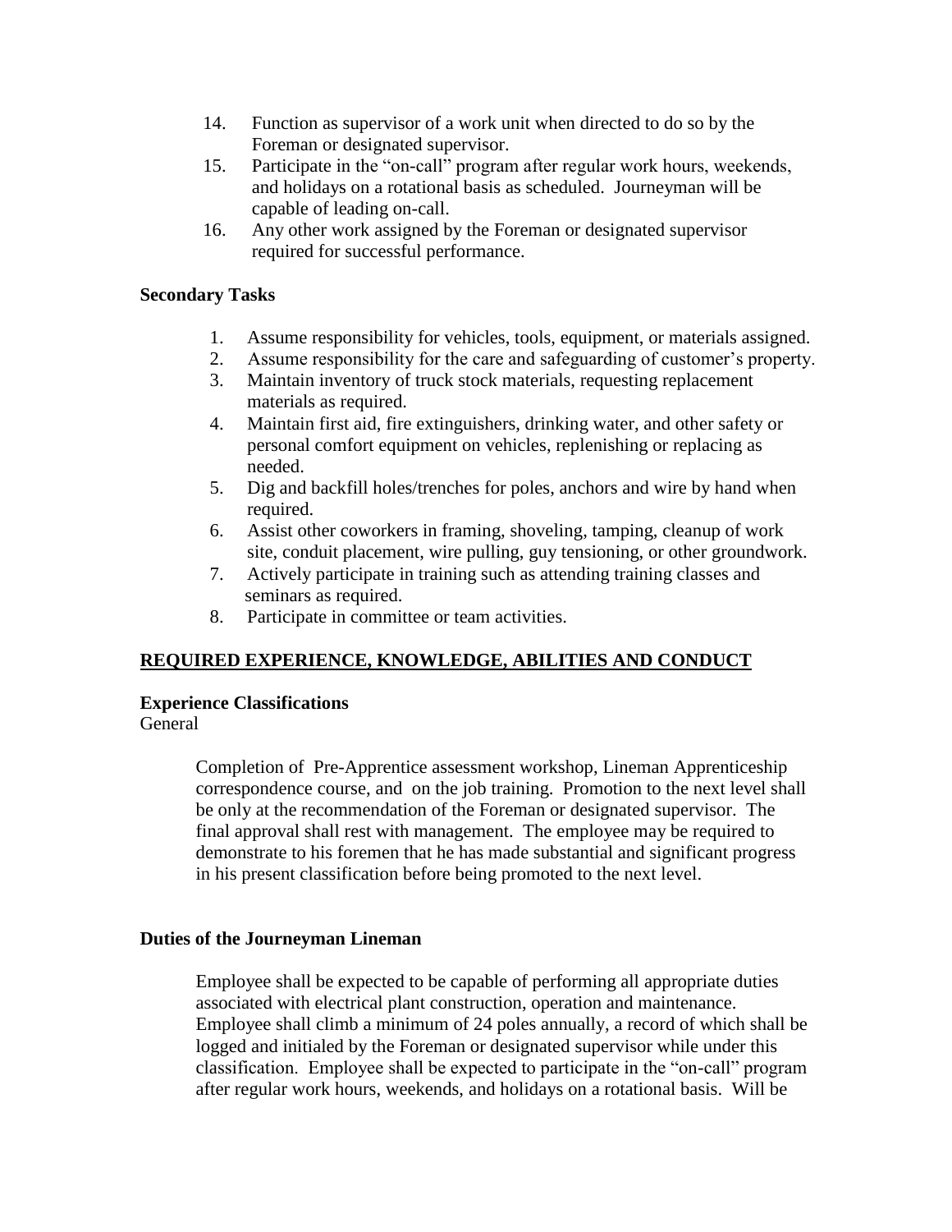14. Function as supervisor of a work unit when directed to do so by the Foreman or designated supervisor.
15. Participate in the "on-call" program after regular work hours, weekends, and holidays on a rotational basis as scheduled. Journeyman will be capable of leading on-call.
16. Any other work assigned by the Foreman or designated supervisor required for successful performance.

**Secondary Tasks**

1. Assume responsibility for vehicles, tools, equipment, or materials assigned.
2. Assume responsibility for the care and safeguarding of customer's property.
3. Maintain inventory of truck stock materials, requesting replacement materials as required.
4. Maintain first aid, fire extinguishers, drinking water, and other safety or personal comfort equipment on vehicles, replenishing or replacing as needed.
5. Dig and backfill holes/trenches for poles, anchors and wire by hand when required.
6. Assist other coworkers in framing, shoveling, tamping, cleanup of work site, conduit placement, wire pulling, guy tensioning, or other groundwork.
7. Actively participate in training such as attending training classes and seminars as required.
8. Participate in committee or team activities.

## <u>REQUIRED EXPERIENCE, KNOWLEDGE, ABILITIES AND CONDUCT</u>

**Experience Classifications**

General

Completion of Pre-Apprentice assessment workshop, Lineman Apprenticeship correspondence course, and on the job training. Promotion to the next level shall be only at the recommendation of the Foreman or designated supervisor. The final approval shall rest with management. The employee may be required to demonstrate to his foremen that he has made substantial and significant progress in his present classification before being promoted to the next level.

**Duties of the Journeyman Lineman**

Employee shall be expected to be capable of performing all appropriate duties associated with electrical plant construction, operation and maintenance. Employee shall climb a minimum of 24 poles annually, a record of which shall be logged and initialed by the Foreman or designated supervisor while under this classification. Employee shall be expected to participate in the "on-call" program after regular work hours, weekends, and holidays on a rotational basis. Will be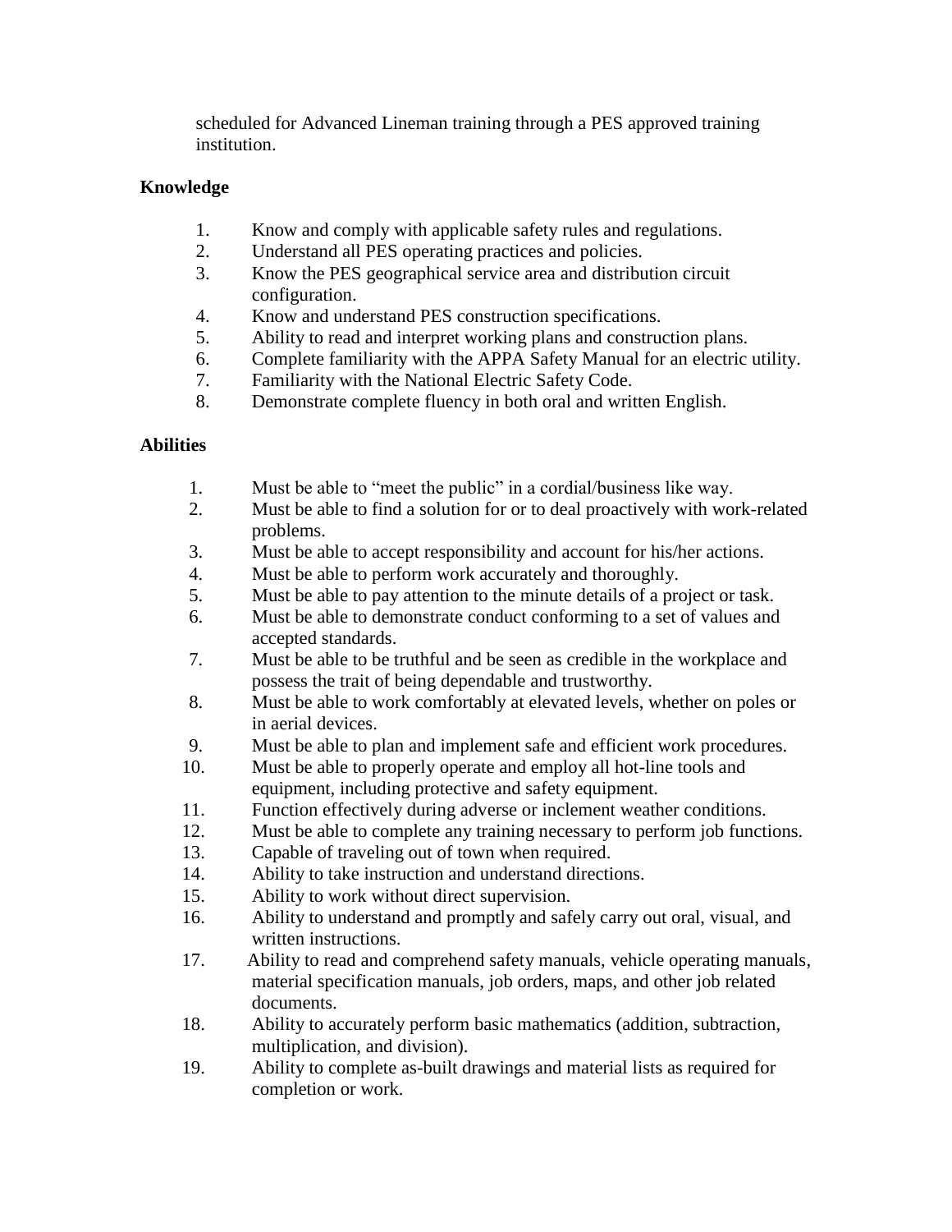scheduled for Advanced Lineman training through a PES approved training institution.

**Knowledge**

1. Know and comply with applicable safety rules and regulations.
2. Understand all PES operating practices and policies.
3. Know the PES geographical service area and distribution circuit configuration.
4. Know and understand PES construction specifications.
5. Ability to read and interpret working plans and construction plans.
6. Complete familiarity with the APPA Safety Manual for an electric utility.
7. Familiarity with the National Electric Safety Code.
8. Demonstrate complete fluency in both oral and written English.

**Abilities**

1. Must be able to "meet the public" in a cordial/business like way.
2. Must be able to find a solution for or to deal proactively with work-related problems.
3. Must be able to accept responsibility and account for his/her actions.
4. Must be able to perform work accurately and thoroughly.
5. Must be able to pay attention to the minute details of a project or task.
6. Must be able to demonstrate conduct conforming to a set of values and accepted standards.
7. Must be able to be truthful and be seen as credible in the workplace and possess the trait of being dependable and trustworthy.
8. Must be able to work comfortably at elevated levels, whether on poles or in aerial devices.
9. Must be able to plan and implement safe and efficient work procedures.
10. Must be able to properly operate and employ all hot-line tools and equipment, including protective and safety equipment.
11. Function effectively during adverse or inclement weather conditions.
12. Must be able to complete any training necessary to perform job functions.
13. Capable of traveling out of town when required.
14. Ability to take instruction and understand directions.
15. Ability to work without direct supervision.
16. Ability to understand and promptly and safely carry out oral, visual, and written instructions.
17. Ability to read and comprehend safety manuals, vehicle operating manuals, material specification manuals, job orders, maps, and other job related documents.
18. Ability to accurately perform basic mathematics (addition, subtraction, multiplication, and division).
19. Ability to complete as-built drawings and material lists as required for completion or work.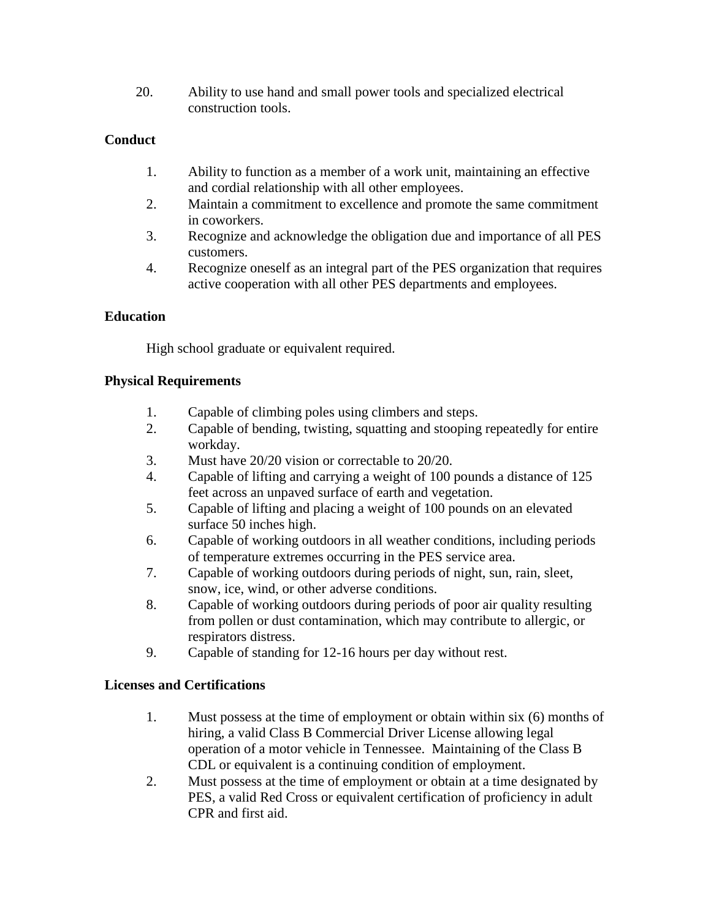20. Ability to use hand and small power tools and specialized electrical construction tools.

**Conduct**

1. Ability to function as a member of a work unit, maintaining an effective and cordial relationship with all other employees.
2. Maintain a commitment to excellence and promote the same commitment in coworkers.
3. Recognize and acknowledge the obligation due and importance of all PES customers.
4. Recognize oneself as an integral part of the PES organization that requires active cooperation with all other PES departments and employees.

**Education**

High school graduate or equivalent required.

**Physical Requirements**

1. Capable of climbing poles using climbers and steps.
2. Capable of bending, twisting, squatting and stooping repeatedly for entire workday.
3. Must have 20/20 vision or correctable to 20/20.
4. Capable of lifting and carrying a weight of 100 pounds a distance of 125 feet across an unpaved surface of earth and vegetation.
5. Capable of lifting and placing a weight of 100 pounds on an elevated surface 50 inches high.
6. Capable of working outdoors in all weather conditions, including periods of temperature extremes occurring in the PES service area.
7. Capable of working outdoors during periods of night, sun, rain, sleet, snow, ice, wind, or other adverse conditions.
8. Capable of working outdoors during periods of poor air quality resulting from pollen or dust contamination, which may contribute to allergic, or respirators distress.
9. Capable of standing for 12-16 hours per day without rest.

**Licenses and Certifications**

1. Must possess at the time of employment or obtain within six (6) months of hiring, a valid Class B Commercial Driver License allowing legal operation of a motor vehicle in Tennessee. Maintaining of the Class B CDL or equivalent is a continuing condition of employment.
2. Must possess at the time of employment or obtain at a time designated by PES, a valid Red Cross or equivalent certification of proficiency in adult CPR and first aid.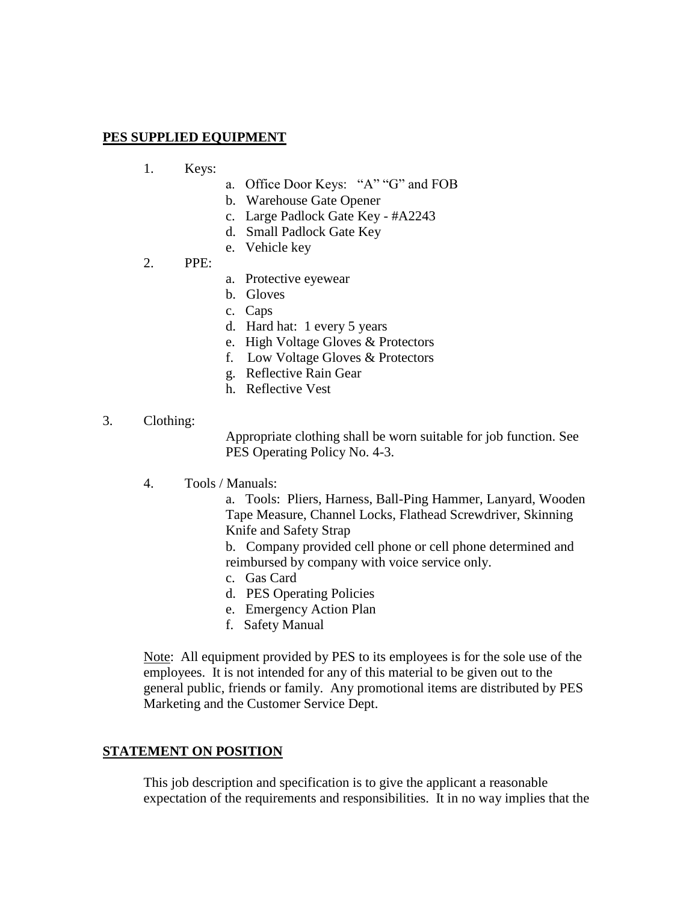## PES SUPPLIED EQUIPMENT

1. Keys:
   a. Office Door Keys: "A" "G" and FOB
   b. Warehouse Gate Opener
   c. Large Padlock Gate Key - #A2243
   d. Small Padlock Gate Key
   e. Vehicle key
2. PPE:
   a. Protective eyewear
   b. Gloves
   c. Caps
   d. Hard hat: 1 every 5 years
   e. High Voltage Gloves & Protectors
   f. Low Voltage Gloves & Protectors
   g. Reflective Rain Gear
   h. Reflective Vest
3. Clothing:

   Appropriate clothing shall be worn suitable for job function. See PES Operating Policy No. 4-3.

4. Tools / Manuals:

   a. Tools: Pliers, Harness, Ball-Ping Hammer, Lanyard, Wooden Tape Measure, Channel Locks, Flathead Screwdriver, Skinning Knife and Safety Strap

   b. Company provided cell phone or cell phone determined and reimbursed by company with voice service only.

   c. Gas Card

   d. PES Operating Policies

   e. Emergency Action Plan

   f. Safety Manual

Note: All equipment provided by PES to its employees is for the sole use of the employees. It is not intended for any of this material to be given out to the general public, friends or family. Any promotional items are distributed by PES Marketing and the Customer Service Dept.

## STATEMENT ON POSITION

This job description and specification is to give the applicant a reasonable expectation of the requirements and responsibilities. It in no way implies that the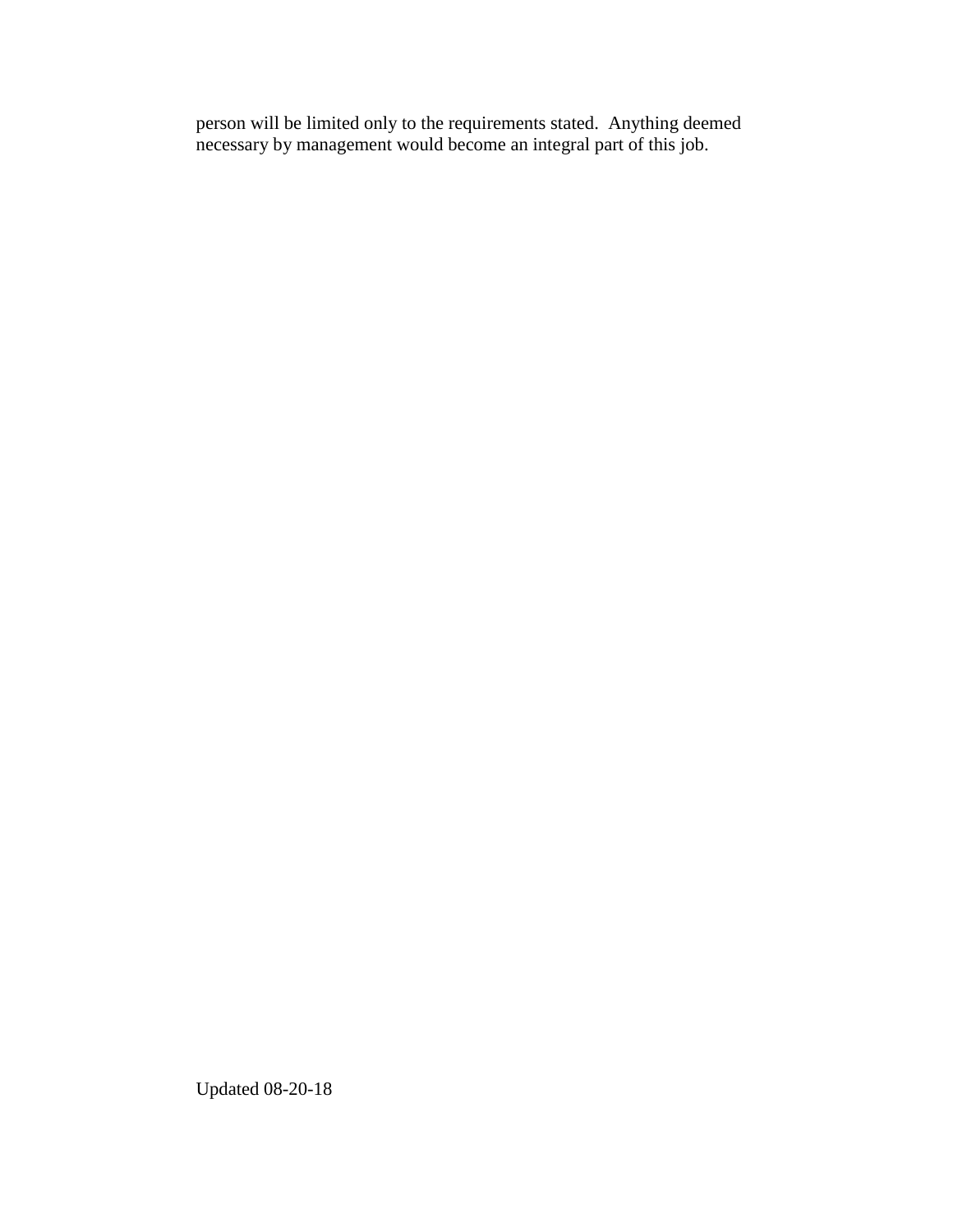person will be limited only to the requirements stated. Anything deemed necessary by management would become an integral part of this job.

Updated 08-20-18